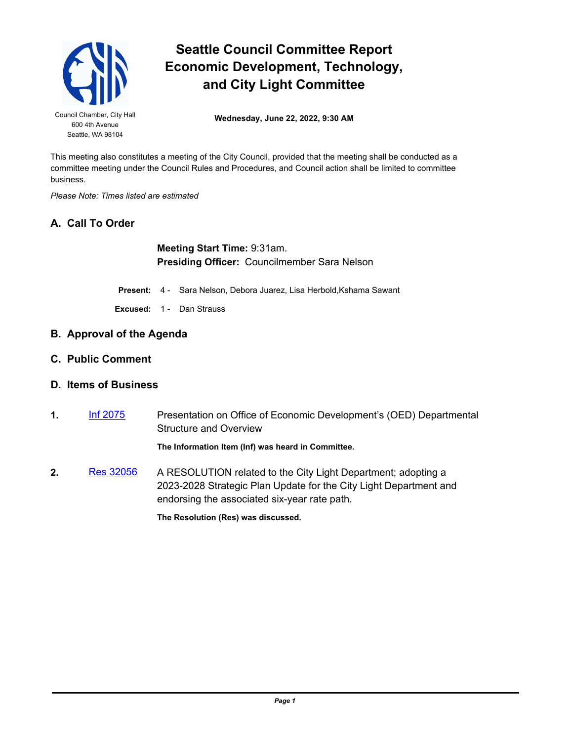# Seattle Council Committee Report
## Economic Development, Technology, and City Light Committee

Council Chamber, City Hall
600 4th Avenue
Seattle, WA 98104

**Wednesday, June 22, 2022, 9:30 AM**

This meeting also constitutes a meeting of the City Council, provided that the meeting shall be conducted as a committee meeting under the Council Rules and Procedures, and Council action shall be limited to committee business.

*Please Note: Times listed are estimated*

## A. Call To Order

**Meeting Start Time:** 9:31am.
**Presiding Officer:** Councilmember Sara Nelson

**Present:** 4 - Sara Nelson, Debora Juarez, Lisa Herbold,Kshama Sawant

**Excused:** 1 - Dan Strauss

## B. Approval of the Agenda

## C. Public Comment

## D. Items of Business

**1.** Inf 2075 — Presentation on Office of Economic Development's (OED) Departmental Structure and Overview

**The Information Item (Inf) was heard in Committee.**

**2.** Res 32056 — A RESOLUTION related to the City Light Department; adopting a 2023-2028 Strategic Plan Update for the City Light Department and endorsing the associated six-year rate path.

**The Resolution (Res) was discussed.**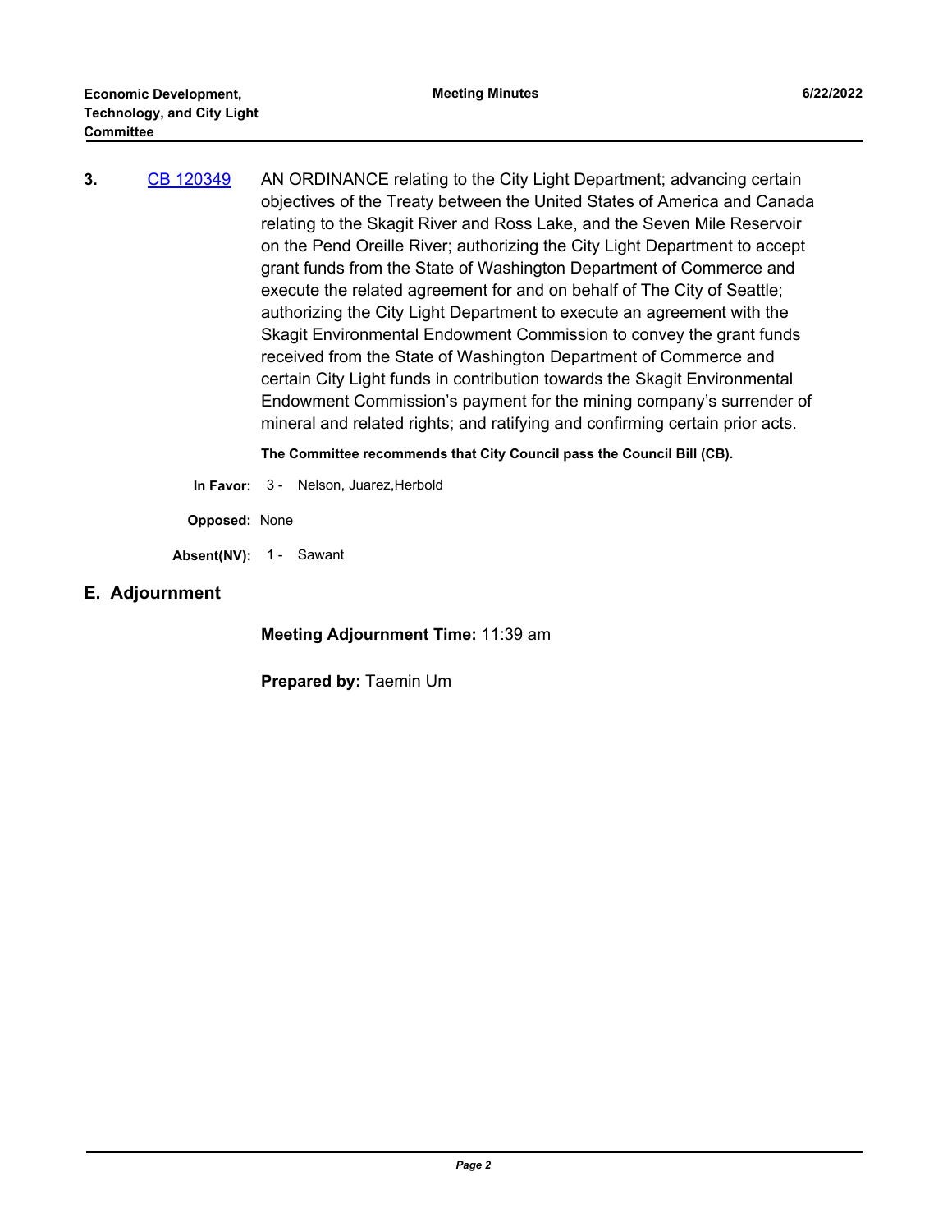**3.** [CB 120349](CB 120349) AN ORDINANCE relating to the City Light Department; advancing certain objectives of the Treaty between the United States of America and Canada relating to the Skagit River and Ross Lake, and the Seven Mile Reservoir on the Pend Oreille River; authorizing the City Light Department to accept grant funds from the State of Washington Department of Commerce and execute the related agreement for and on behalf of The City of Seattle; authorizing the City Light Department to execute an agreement with the Skagit Environmental Endowment Commission to convey the grant funds received from the State of Washington Department of Commerce and certain City Light funds in contribution towards the Skagit Environmental Endowment Commission's payment for the mining company's surrender of mineral and related rights; and ratifying and confirming certain prior acts.

**The Committee recommends that City Council pass the Council Bill (CB).**

**In Favor:** 3 - Nelson, Juarez,Herbold

**Opposed:** None

**Absent(NV):** 1 - Sawant

## E. Adjournment

**Meeting Adjournment Time:** 11:39 am

**Prepared by:** Taemin Um